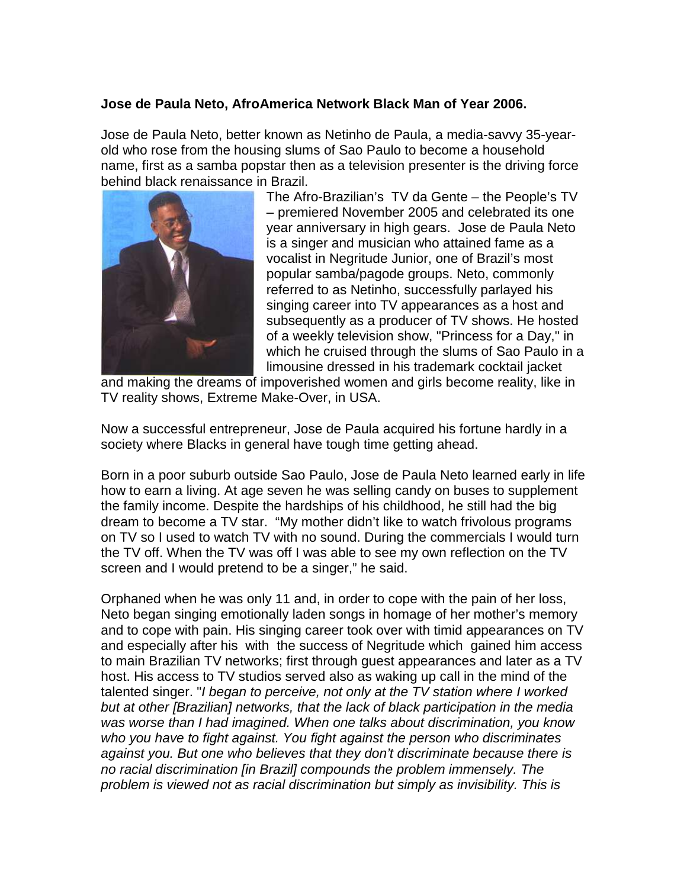**Jose de Paula Neto, AfroAmerica Network Black Man of Year 2006.**

Jose de Paula Neto, better known as Netinho de Paula, a media-savvy 35-year-old who rose from the housing slums of Sao Paulo to become a household name, first as a samba popstar then as a television presenter is the driving force behind black renaissance in Brazil.

The Afro-Brazilian's TV da Gente – the People's TV – premiered November 2005 and celebrated its one year anniversary in high gears. Jose de Paula Neto is a singer and musician who attained fame as a vocalist in Negritude Junior, one of Brazil's most popular samba/pagode groups. Neto, commonly referred to as Netinho, successfully parlayed his singing career into TV appearances as a host and subsequently as a producer of TV shows. He hosted of a weekly television show, "Princess for a Day," in which he cruised through the slums of Sao Paulo in a limousine dressed in his trademark cocktail jacket and making the dreams of impoverished women and girls become reality, like in TV reality shows, Extreme Make-Over, in USA.

Now a successful entrepreneur, Jose de Paula acquired his fortune hardly in a society where Blacks in general have tough time getting ahead.

Born in a poor suburb outside Sao Paulo, Jose de Paula Neto learned early in life how to earn a living. At age seven he was selling candy on buses to supplement the family income. Despite the hardships of his childhood, he still had the big dream to become a TV star. "My mother didn't like to watch frivolous programs on TV so I used to watch TV with no sound. During the commercials I would turn the TV off. When the TV was off I was able to see my own reflection on the TV screen and I would pretend to be a singer," he said.

Orphaned when he was only 11 and, in order to cope with the pain of her loss, Neto began singing emotionally laden songs in homage of her mother's memory and to cope with pain. His singing career took over with timid appearances on TV and especially after his with the success of Negritude which gained him access to main Brazilian TV networks; first through guest appearances and later as a TV host. His access to TV studios served also as waking up call in the mind of the talented singer. "*I began to perceive, not only at the TV station where I worked but at other [Brazilian] networks, that the lack of black participation in the media was worse than I had imagined. When one talks about discrimination, you know who you have to fight against. You fight against the person who discriminates against you. But one who believes that they don't discriminate because there is no racial discrimination [in Brazil] compounds the problem immensely. The problem is viewed not as racial discrimination but simply as invisibility. This is*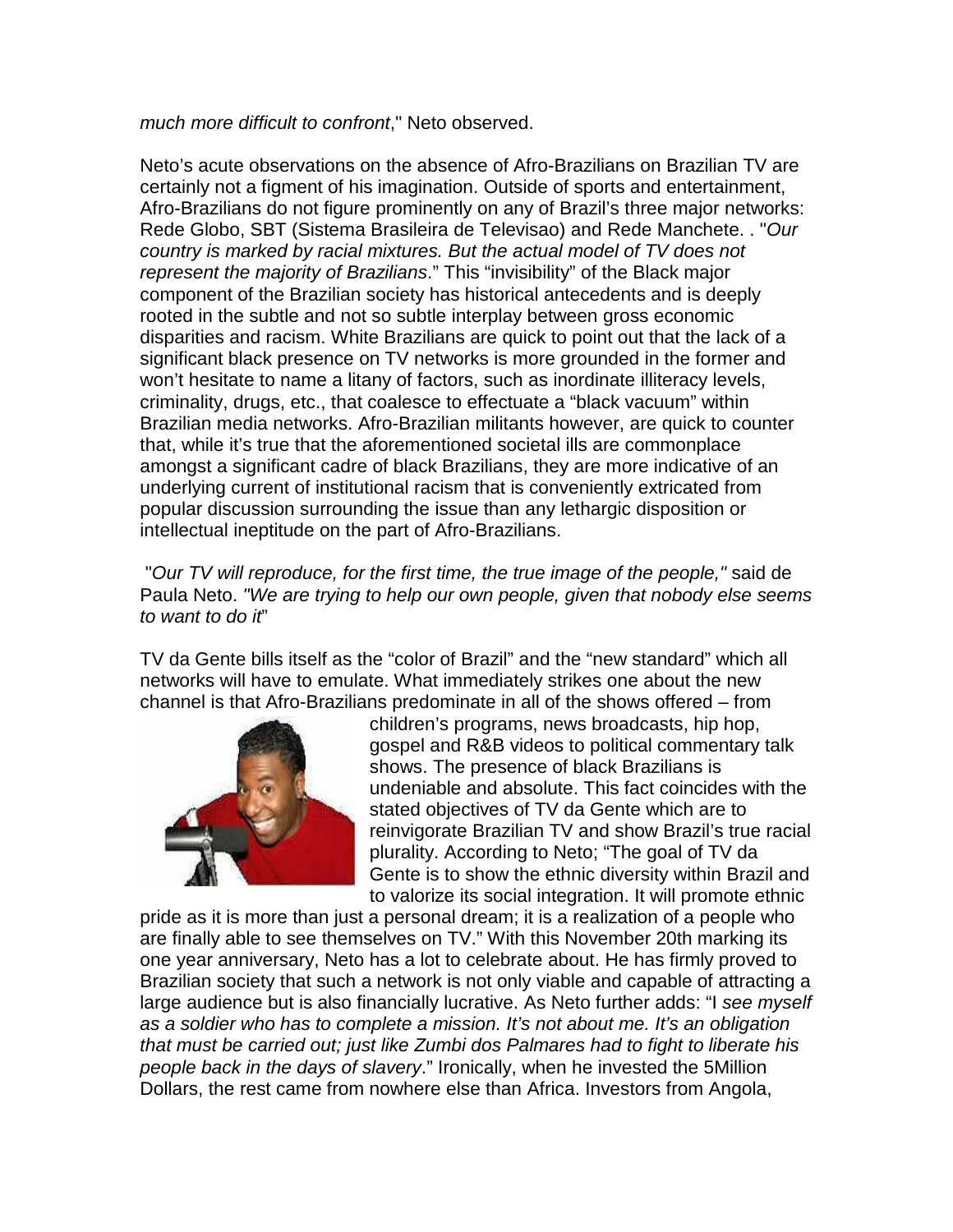*much more difficult to confront*," Neto observed.

Neto's acute observations on the absence of Afro-Brazilians on Brazilian TV are certainly not a figment of his imagination. Outside of sports and entertainment, Afro-Brazilians do not figure prominently on any of Brazil's three major networks: Rede Globo, SBT (Sistema Brasileira de Televisao) and Rede Manchete. . "*Our country is marked by racial mixtures. But the actual model of TV does not represent the majority of Brazilians*." This "invisibility" of the Black major component of the Brazilian society has historical antecedents and is deeply rooted in the subtle and not so subtle interplay between gross economic disparities and racism. White Brazilians are quick to point out that the lack of a significant black presence on TV networks is more grounded in the former and won't hesitate to name a litany of factors, such as inordinate illiteracy levels, criminality, drugs, etc., that coalesce to effectuate a "black vacuum" within Brazilian media networks. Afro-Brazilian militants however, are quick to counter that, while it's true that the aforementioned societal ills are commonplace amongst a significant cadre of black Brazilians, they are more indicative of an underlying current of institutional racism that is conveniently extricated from popular discussion surrounding the issue than any lethargic disposition or intellectual ineptitude on the part of Afro-Brazilians.

"*Our TV will reproduce, for the first time, the true image of the people,"* said de Paula Neto. *"We are trying to help our own people, given that nobody else seems to want to do it*"

TV da Gente bills itself as the "color of Brazil" and the "new standard" which all networks will have to emulate. What immediately strikes one about the new channel is that Afro-Brazilians predominate in all of the shows offered – from children's programs, news broadcasts, hip hop, gospel and R&B videos to political commentary talk shows. The presence of black Brazilians is undeniable and absolute. This fact coincides with the stated objectives of TV da Gente which are to reinvigorate Brazilian TV and show Brazil's true racial plurality. According to Neto; "The goal of TV da Gente is to show the ethnic diversity within Brazil and to valorize its social integration. It will promote ethnic pride as it is more than just a personal dream; it is a realization of a people who are finally able to see themselves on TV." With this November 20th marking its one year anniversary, Neto has a lot to celebrate about. He has firmly proved to Brazilian society that such a network is not only viable and capable of attracting a large audience but is also financially lucrative. As Neto further adds: "I *see myself as a soldier who has to complete a mission. It's not about me. It's an obligation that must be carried out; just like Zumbi dos Palmares had to fight to liberate his people back in the days of slavery*." Ironically, when he invested the 5Million Dollars, the rest came from nowhere else than Africa. Investors from Angola,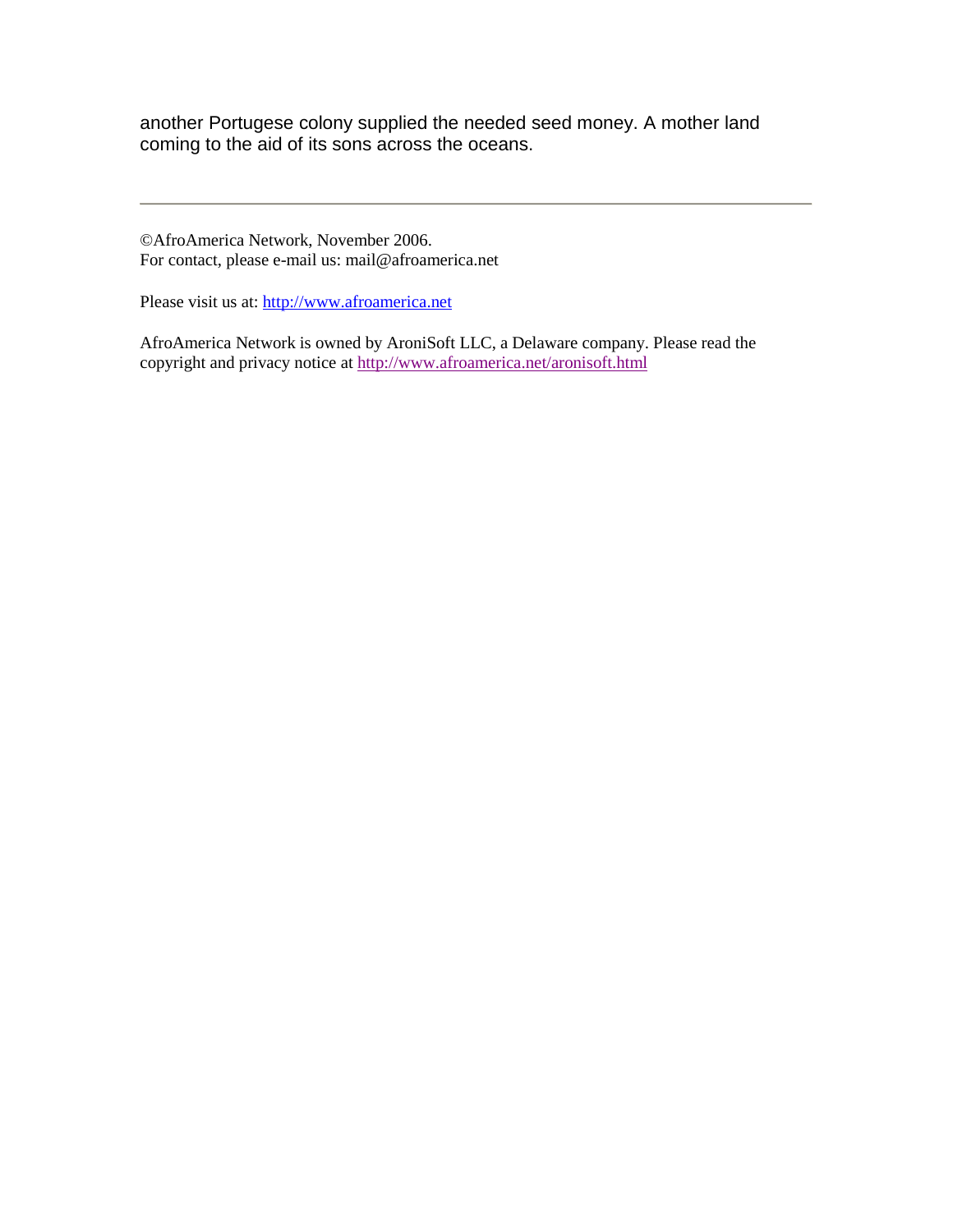another Portugese colony supplied the needed seed money. A mother land coming to the aid of its sons across the oceans.

---

©AfroAmerica Network, November 2006.
For contact, please e-mail us: mail@afroamerica.net

Please visit us at: http://www.afroamerica.net

AfroAmerica Network is owned by AroniSoft LLC, a Delaware company. Please read the copyright and privacy notice at http://www.afroamerica.net/aronisoft.html